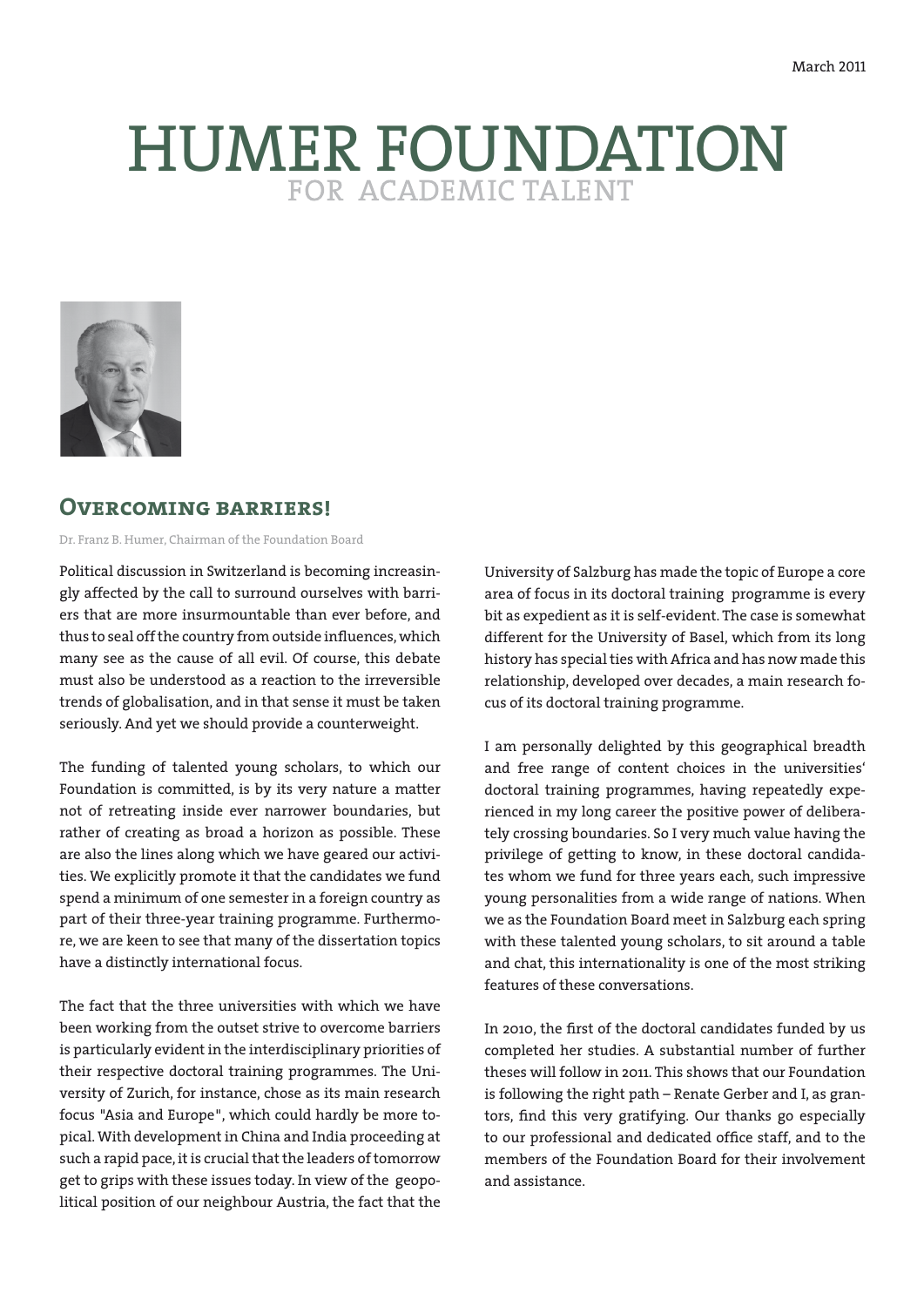March 2011

# HUMER FOUNDATION
FOR ACADEMIC TALENT

## Overcoming barriers!

Dr. Franz B. Humer, Chairman of the Foundation Board

Political discussion in Switzerland is becoming increasingly affected by the call to surround ourselves with barriers that are more insurmountable than ever before, and thus to seal off the country from outside influences, which many see as the cause of all evil. Of course, this debate must also be understood as a reaction to the irreversible trends of globalisation, and in that sense it must be taken seriously. And yet we should provide a counterweight.

The funding of talented young scholars, to which our Foundation is committed, is by its very nature a matter not of retreating inside ever narrower boundaries, but rather of creating as broad a horizon as possible. These are also the lines along which we have geared our activities. We explicitly promote it that the candidates we fund spend a minimum of one semester in a foreign country as part of their three-year training programme. Furthermore, we are keen to see that many of the dissertation topics have a distinctly international focus.

The fact that the three universities with which we have been working from the outset strive to overcome barriers is particularly evident in the interdisciplinary priorities of their respective doctoral training programmes. The University of Zurich, for instance, chose as its main research focus "Asia and Europe", which could hardly be more topical. With development in China and India proceeding at such a rapid pace, it is crucial that the leaders of tomorrow get to grips with these issues today. In view of the geopolitical position of our neighbour Austria, the fact that the University of Salzburg has made the topic of Europe a core area of focus in its doctoral training programme is every bit as expedient as it is self-evident. The case is somewhat different for the University of Basel, which from its long history has special ties with Africa and has now made this relationship, developed over decades, a main research focus of its doctoral training programme.

I am personally delighted by this geographical breadth and free range of content choices in the universities' doctoral training programmes, having repeatedly experienced in my long career the positive power of deliberately crossing boundaries. So I very much value having the privilege of getting to know, in these doctoral candidates whom we fund for three years each, such impressive young personalities from a wide range of nations. When we as the Foundation Board meet in Salzburg each spring with these talented young scholars, to sit around a table and chat, this internationality is one of the most striking features of these conversations.

In 2010, the first of the doctoral candidates funded by us completed her studies. A substantial number of further theses will follow in 2011. This shows that our Foundation is following the right path – Renate Gerber and I, as grantors, find this very gratifying. Our thanks go especially to our professional and dedicated office staff, and to the members of the Foundation Board for their involvement and assistance.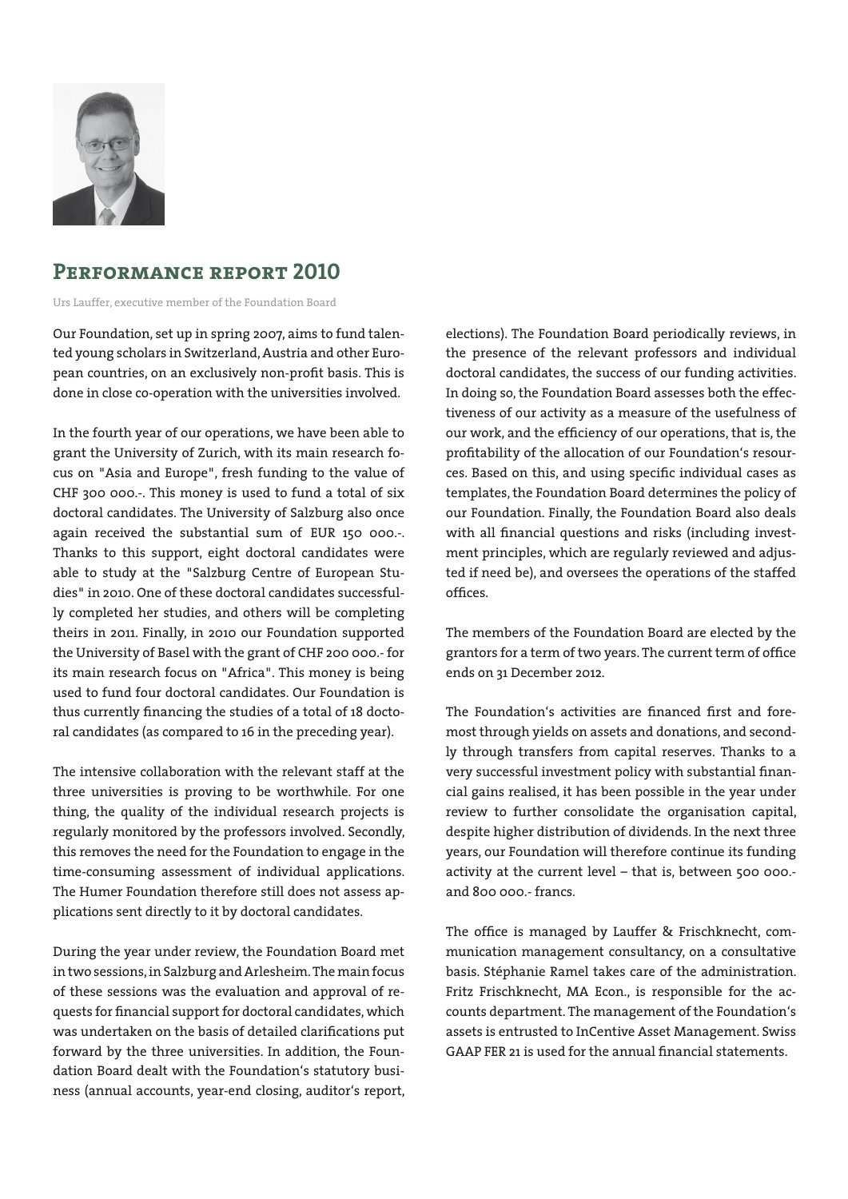## Performance report 2010

Urs Lauffer, executive member of the Foundation Board

Our Foundation, set up in spring 2007, aims to fund talented young scholars in Switzerland, Austria and other European countries, on an exclusively non-profit basis. This is done in close co-operation with the universities involved.

In the fourth year of our operations, we have been able to grant the University of Zurich, with its main research focus on "Asia and Europe", fresh funding to the value of CHF 300 000.-. This money is used to fund a total of six doctoral candidates. The University of Salzburg also once again received the substantial sum of EUR 150 000.-. Thanks to this support, eight doctoral candidates were able to study at the "Salzburg Centre of European Studies" in 2010. One of these doctoral candidates successfully completed her studies, and others will be completing theirs in 2011. Finally, in 2010 our Foundation supported the University of Basel with the grant of CHF 200 000.- for its main research focus on "Africa". This money is being used to fund four doctoral candidates. Our Foundation is thus currently financing the studies of a total of 18 doctoral candidates (as compared to 16 in the preceding year).

The intensive collaboration with the relevant staff at the three universities is proving to be worthwhile. For one thing, the quality of the individual research projects is regularly monitored by the professors involved. Secondly, this removes the need for the Foundation to engage in the time-consuming assessment of individual applications. The Humer Foundation therefore still does not assess applications sent directly to it by doctoral candidates.

During the year under review, the Foundation Board met in two sessions, in Salzburg and Arlesheim. The main focus of these sessions was the evaluation and approval of requests for financial support for doctoral candidates, which was undertaken on the basis of detailed clarifications put forward by the three universities. In addition, the Foundation Board dealt with the Foundation's statutory business (annual accounts, year-end closing, auditor's report, elections). The Foundation Board periodically reviews, in the presence of the relevant professors and individual doctoral candidates, the success of our funding activities. In doing so, the Foundation Board assesses both the effectiveness of our activity as a measure of the usefulness of our work, and the efficiency of our operations, that is, the profitability of the allocation of our Foundation's resources. Based on this, and using specific individual cases as templates, the Foundation Board determines the policy of our Foundation. Finally, the Foundation Board also deals with all financial questions and risks (including investment principles, which are regularly reviewed and adjusted if need be), and oversees the operations of the staffed offices.

The members of the Foundation Board are elected by the grantors for a term of two years. The current term of office ends on 31 December 2012.

The Foundation's activities are financed first and foremost through yields on assets and donations, and secondly through transfers from capital reserves. Thanks to a very successful investment policy with substantial financial gains realised, it has been possible in the year under review to further consolidate the organisation capital, despite higher distribution of dividends. In the next three years, our Foundation will therefore continue its funding activity at the current level – that is, between 500 000.- and 800 000.- francs.

The office is managed by Lauffer & Frischknecht, communication management consultancy, on a consultative basis. Stéphanie Ramel takes care of the administration. Fritz Frischknecht, MA Econ., is responsible for the accounts department. The management of the Foundation's assets is entrusted to InCentive Asset Management. Swiss GAAP FER 21 is used for the annual financial statements.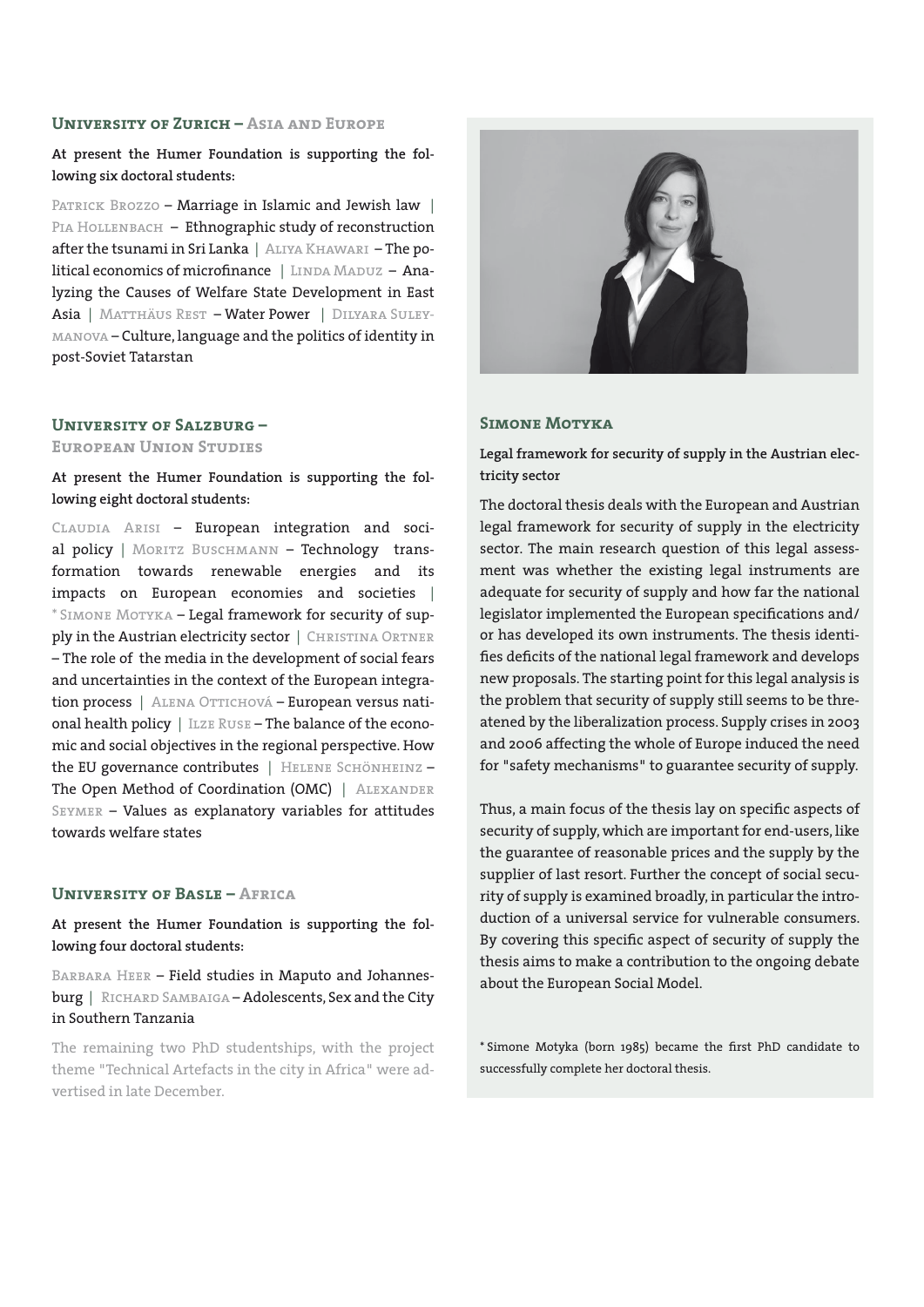## University of Zurich – Asia and Europe

**At present the Humer Foundation is supporting the following six doctoral students:**

Patrick Brozzo – Marriage in Islamic and Jewish law | Pia Hollenbach – Ethnographic study of reconstruction after the tsunami in Sri Lanka | Aliya Khawari – The political economics of microfinance | Linda Maduz – Analyzing the Causes of Welfare State Development in East Asia | Matthäus Rest – Water Power | Dilyara Suleymanova – Culture, language and the politics of identity in post-Soviet Tatarstan

## University of Salzburg – European Union Studies

**At present the Humer Foundation is supporting the following eight doctoral students:**

Claudia Arisi – European integration and social policy | Moritz Buschmann – Technology transformation towards renewable energies and its impacts on European economies and societies | * Simone Motyka – Legal framework for security of supply in the Austrian electricity sector | Christina Ortner – The role of the media in the development of social fears and uncertainties in the context of the European integration process | Alena Ottichová – European versus national health policy | Ilze Ruse – The balance of the economic and social objectives in the regional perspective. How the EU governance contributes | Helene Schönheinz – The Open Method of Coordination (OMC) | Alexander Seymer – Values as explanatory variables for attitudes towards welfare states

## University of Basle – Africa

**At present the Humer Foundation is supporting the following four doctoral students:**

Barbara Heer – Field studies in Maputo and Johannesburg | Richard Sambaiga – Adolescents, Sex and the City in Southern Tanzania

The remaining two PhD studentships, with the project theme "Technical Artefacts in the city in Africa" were advertised in late December.

## Simone Motyka

**Legal framework for security of supply in the Austrian electricity sector**

The doctoral thesis deals with the European and Austrian legal framework for security of supply in the electricity sector. The main research question of this legal assessment was whether the existing legal instruments are adequate for security of supply and how far the national legislator implemented the European specifications and/or has developed its own instruments. The thesis identifies deficits of the national legal framework and develops new proposals. The starting point for this legal analysis is the problem that security of supply still seems to be threatened by the liberalization process. Supply crises in 2003 and 2006 affecting the whole of Europe induced the need for "safety mechanisms" to guarantee security of supply.

Thus, a main focus of the thesis lay on specific aspects of security of supply, which are important for end-users, like the guarantee of reasonable prices and the supply by the supplier of last resort. Further the concept of social security of supply is examined broadly, in particular the introduction of a universal service for vulnerable consumers. By covering this specific aspect of security of supply the thesis aims to make a contribution to the ongoing debate about the European Social Model.

* Simone Motyka (born 1985) became the first PhD candidate to successfully complete her doctoral thesis.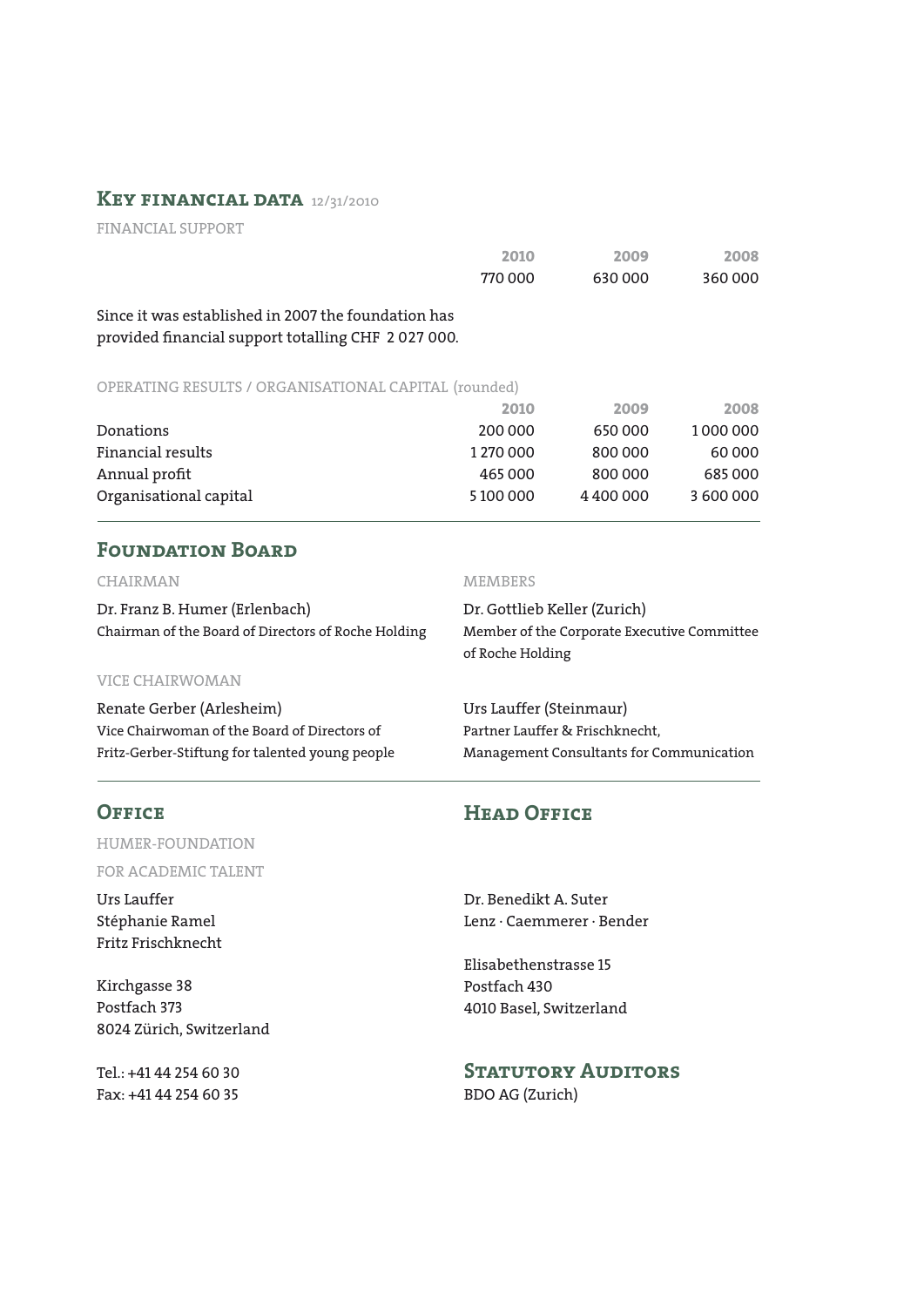## Key financial data 12/31/2010

FINANCIAL SUPPORT

| 2010 | 2009 | 2008 |
|---|---|---|
| 770 000 | 630 000 | 360 000 |

Since it was established in 2007 the foundation has provided financial support totalling CHF 2 027 000.

OPERATING RESULTS / ORGANISATIONAL CAPITAL (rounded)

| | 2010 | 2009 | 2008 |
|---|---|---|---|
| Donations | 200 000 | 650 000 | 1 000 000 |
| Financial results | 1 270 000 | 800 000 | 60 000 |
| Annual profit | 465 000 | 800 000 | 685 000 |
| Organisational capital | 5 100 000 | 4 400 000 | 3 600 000 |

## Foundation Board

CHAIRMAN

Dr. Franz B. Humer (Erlenbach)
Chairman of the Board of Directors of Roche Holding

VICE CHAIRWOMAN

Renate Gerber (Arlesheim)
Vice Chairwoman of the Board of Directors of Fritz-Gerber-Stiftung for talented young people

MEMBERS

Dr. Gottlieb Keller (Zurich)
Member of the Corporate Executive Committee of Roche Holding

Urs Lauffer (Steinmaur)
Partner Lauffer & Frischknecht,
Management Consultants for Communication

## Office

HUMER-FOUNDATION
FOR ACADEMIC TALENT

Urs Lauffer
Stéphanie Ramel
Fritz Frischknecht

Kirchgasse 38
Postfach 373
8024 Zürich, Switzerland

Tel.: +41 44 254 60 30
Fax: +41 44 254 60 35

## Head Office

Dr. Benedikt A. Suter
Lenz · Caemmerer · Bender

Elisabethenstrasse 15
Postfach 430
4010 Basel, Switzerland

## Statutory Auditors

BDO AG (Zurich)